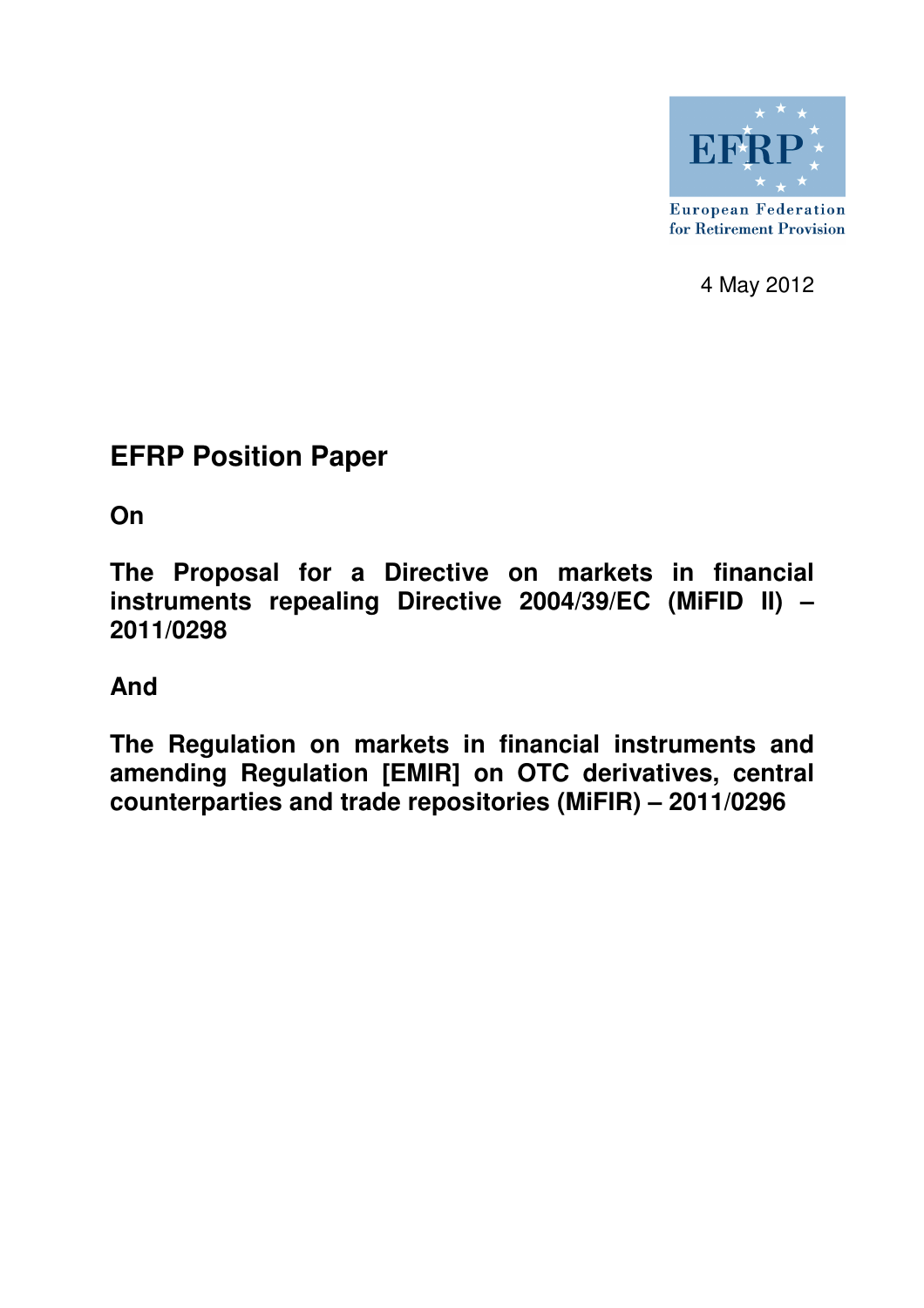EFRP

European Federation for Retirement Provision

4 May 2012

# EFRP Position Paper

**On**

**The Proposal for a Directive on markets in financial instruments repealing Directive 2004/39/EC (MiFID II) – 2011/0298**

**And**

**The Regulation on markets in financial instruments and amending Regulation [EMIR] on OTC derivatives, central counterparties and trade repositories (MiFIR) – 2011/0296**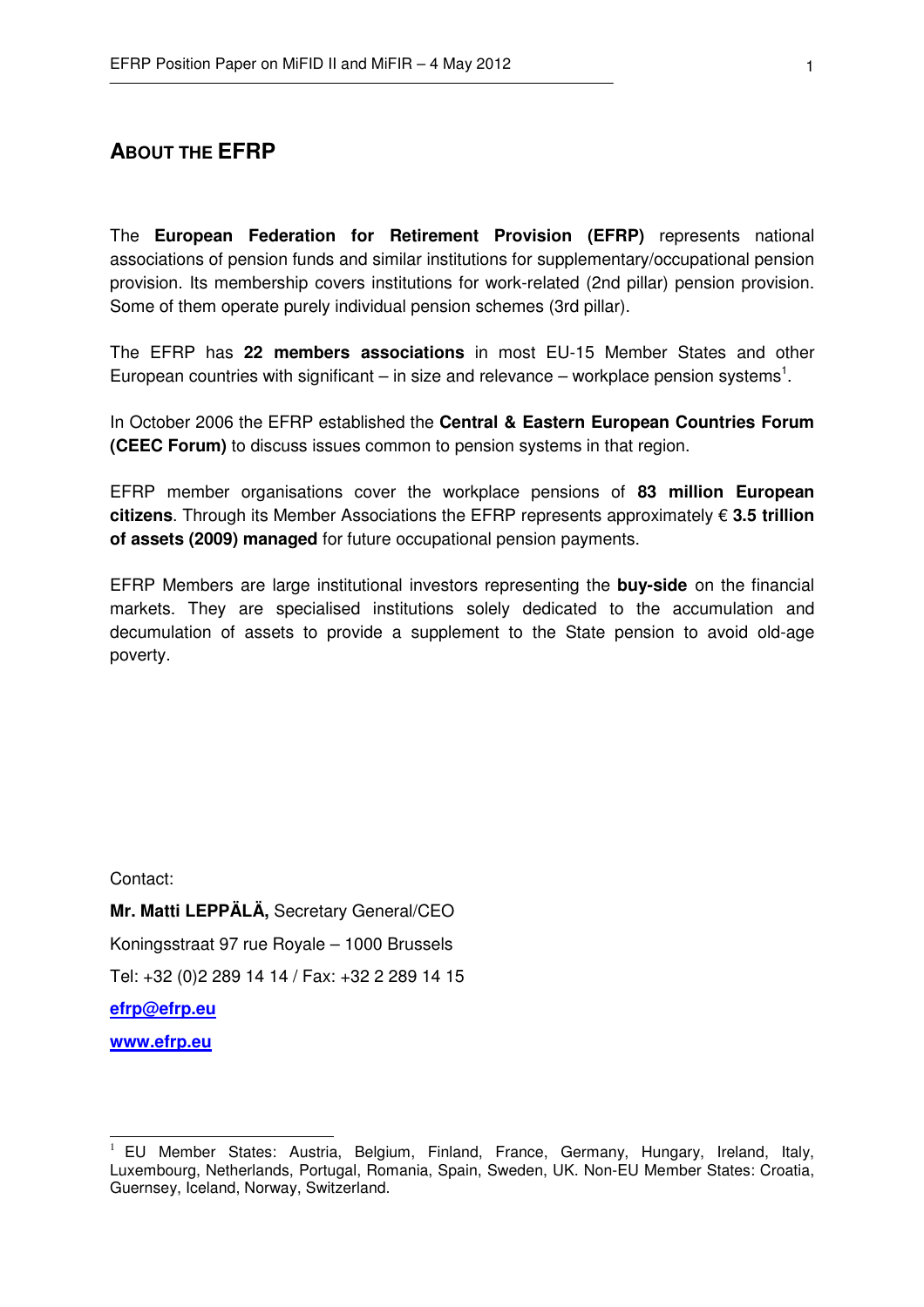## ABOUT THE EFRP

The **European Federation for Retirement Provision (EFRP)** represents national associations of pension funds and similar institutions for supplementary/occupational pension provision. Its membership covers institutions for work-related (2nd pillar) pension provision. Some of them operate purely individual pension schemes (3rd pillar).

The EFRP has **22 members associations** in most EU-15 Member States and other European countries with significant – in size and relevance – workplace pension systems[1].

In October 2006 the EFRP established the **Central & Eastern European Countries Forum (CEEC Forum)** to discuss issues common to pension systems in that region.

EFRP member organisations cover the workplace pensions of **83 million European citizens**. Through its Member Associations the EFRP represents approximately € **3.5 trillion of assets (2009) managed** for future occupational pension payments.

EFRP Members are large institutional investors representing the **buy-side** on the financial markets. They are specialised institutions solely dedicated to the accumulation and decumulation of assets to provide a supplement to the State pension to avoid old-age poverty.

Contact:

**Mr. Matti LEPPÄLÄ,** Secretary General/CEO

Koningsstraat 97 rue Royale – 1000 Brussels

Tel: +32 (0)2 289 14 14 / Fax: +32 2 289 14 15

efrp@efrp.eu

www.efrp.eu

[1] EU Member States: Austria, Belgium, Finland, France, Germany, Hungary, Ireland, Italy, Luxembourg, Netherlands, Portugal, Romania, Spain, Sweden, UK. Non-EU Member States: Croatia, Guernsey, Iceland, Norway, Switzerland.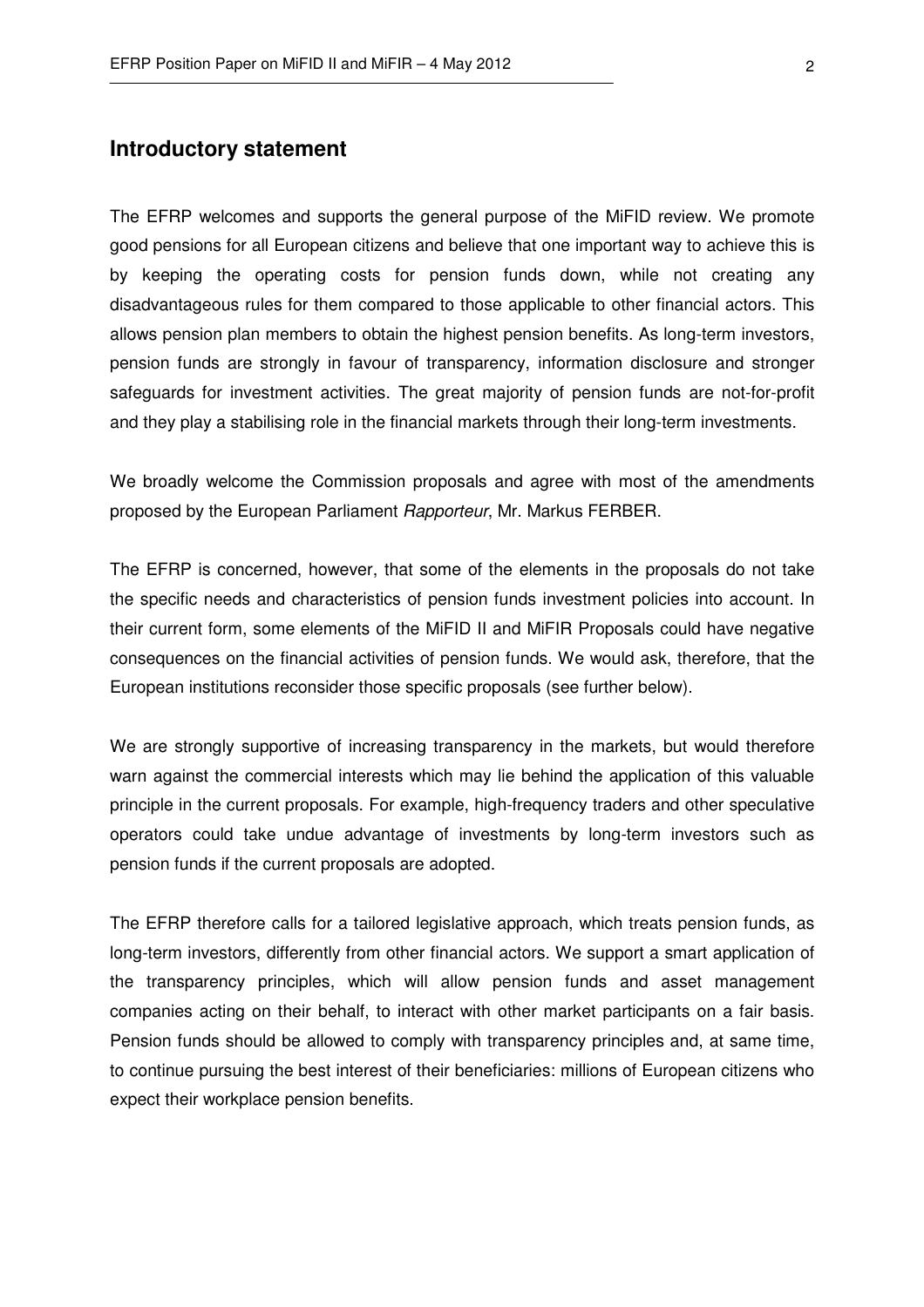## Introductory statement

The EFRP welcomes and supports the general purpose of the MiFID review. We promote good pensions for all European citizens and believe that one important way to achieve this is by keeping the operating costs for pension funds down, while not creating any disadvantageous rules for them compared to those applicable to other financial actors. This allows pension plan members to obtain the highest pension benefits. As long-term investors, pension funds are strongly in favour of transparency, information disclosure and stronger safeguards for investment activities. The great majority of pension funds are not-for-profit and they play a stabilising role in the financial markets through their long-term investments.

We broadly welcome the Commission proposals and agree with most of the amendments proposed by the European Parliament *Rapporteur*, Mr. Markus FERBER.

The EFRP is concerned, however, that some of the elements in the proposals do not take the specific needs and characteristics of pension funds investment policies into account. In their current form, some elements of the MiFID II and MiFIR Proposals could have negative consequences on the financial activities of pension funds. We would ask, therefore, that the European institutions reconsider those specific proposals (see further below).

We are strongly supportive of increasing transparency in the markets, but would therefore warn against the commercial interests which may lie behind the application of this valuable principle in the current proposals. For example, high-frequency traders and other speculative operators could take undue advantage of investments by long-term investors such as pension funds if the current proposals are adopted.

The EFRP therefore calls for a tailored legislative approach, which treats pension funds, as long-term investors, differently from other financial actors. We support a smart application of the transparency principles, which will allow pension funds and asset management companies acting on their behalf, to interact with other market participants on a fair basis. Pension funds should be allowed to comply with transparency principles and, at same time, to continue pursuing the best interest of their beneficiaries: millions of European citizens who expect their workplace pension benefits.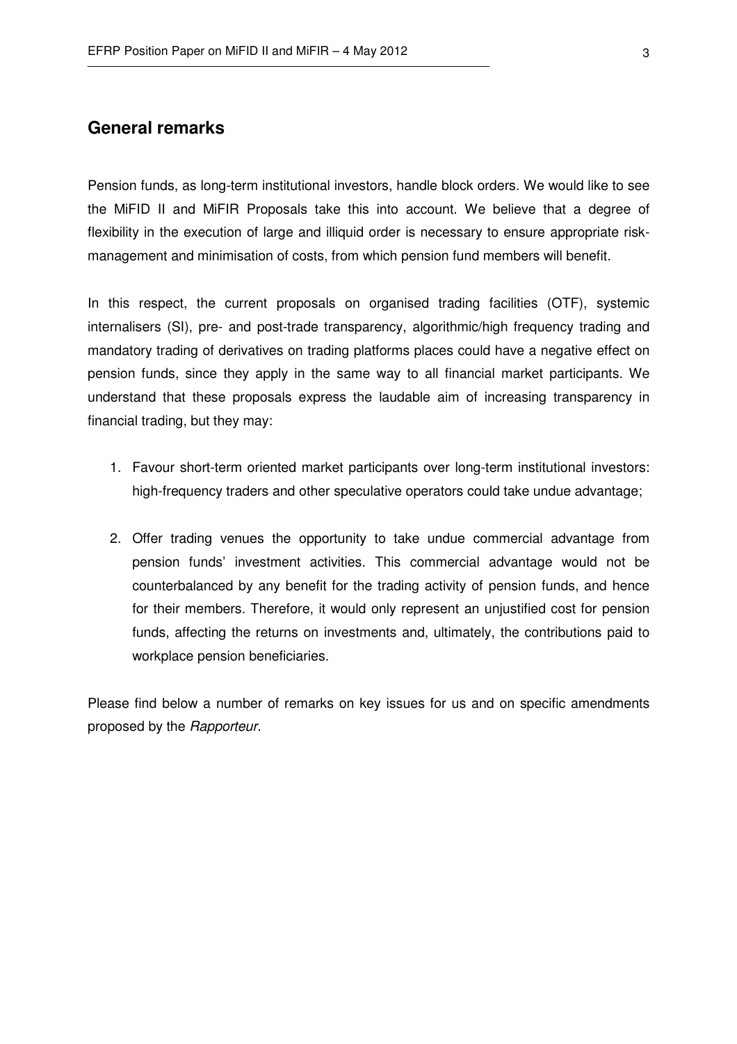## General remarks

Pension funds, as long-term institutional investors, handle block orders. We would like to see the MiFID II and MiFIR Proposals take this into account. We believe that a degree of flexibility in the execution of large and illiquid order is necessary to ensure appropriate risk-management and minimisation of costs, from which pension fund members will benefit.

In this respect, the current proposals on organised trading facilities (OTF), systemic internalisers (SI), pre- and post-trade transparency, algorithmic/high frequency trading and mandatory trading of derivatives on trading platforms places could have a negative effect on pension funds, since they apply in the same way to all financial market participants. We understand that these proposals express the laudable aim of increasing transparency in financial trading, but they may:

1. Favour short-term oriented market participants over long-term institutional investors: high-frequency traders and other speculative operators could take undue advantage;

2. Offer trading venues the opportunity to take undue commercial advantage from pension funds' investment activities. This commercial advantage would not be counterbalanced by any benefit for the trading activity of pension funds, and hence for their members. Therefore, it would only represent an unjustified cost for pension funds, affecting the returns on investments and, ultimately, the contributions paid to workplace pension beneficiaries.

Please find below a number of remarks on key issues for us and on specific amendments proposed by the *Rapporteur*.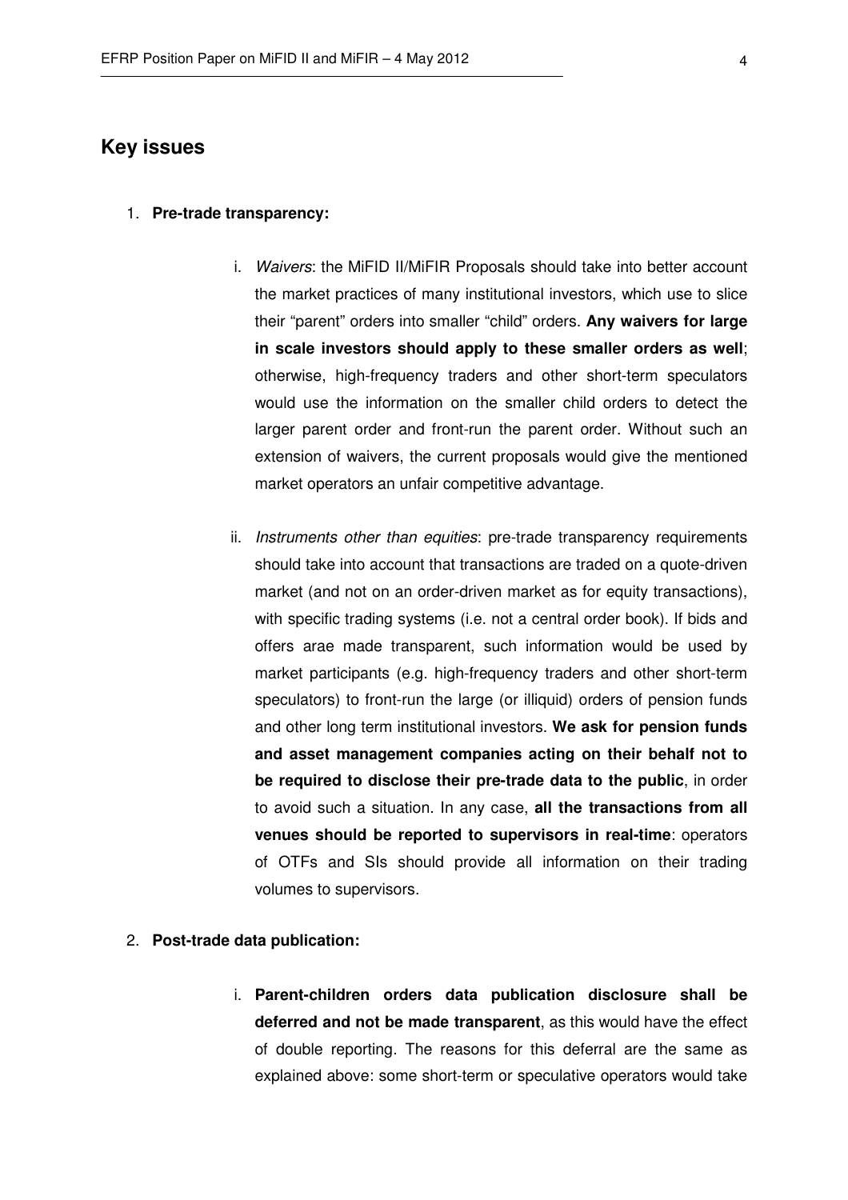## Key issues

1. **Pre-trade transparency:**

   i. *Waivers*: the MiFID II/MiFIR Proposals should take into better account the market practices of many institutional investors, which use to slice their "parent" orders into smaller "child" orders. **Any waivers for large in scale investors should apply to these smaller orders as well**; otherwise, high-frequency traders and other short-term speculators would use the information on the smaller child orders to detect the larger parent order and front-run the parent order. Without such an extension of waivers, the current proposals would give the mentioned market operators an unfair competitive advantage.

   ii. *Instruments other than equities*: pre-trade transparency requirements should take into account that transactions are traded on a quote-driven market (and not on an order-driven market as for equity transactions), with specific trading systems (i.e. not a central order book). If bids and offers arae made transparent, such information would be used by market participants (e.g. high-frequency traders and other short-term speculators) to front-run the large (or illiquid) orders of pension funds and other long term institutional investors. **We ask for pension funds and asset management companies acting on their behalf not to be required to disclose their pre-trade data to the public**, in order to avoid such a situation. In any case, **all the transactions from all venues should be reported to supervisors in real-time**: operators of OTFs and SIs should provide all information on their trading volumes to supervisors.

2. **Post-trade data publication:**

   i. **Parent-children orders data publication disclosure shall be deferred and not be made transparent**, as this would have the effect of double reporting. The reasons for this deferral are the same as explained above: some short-term or speculative operators would take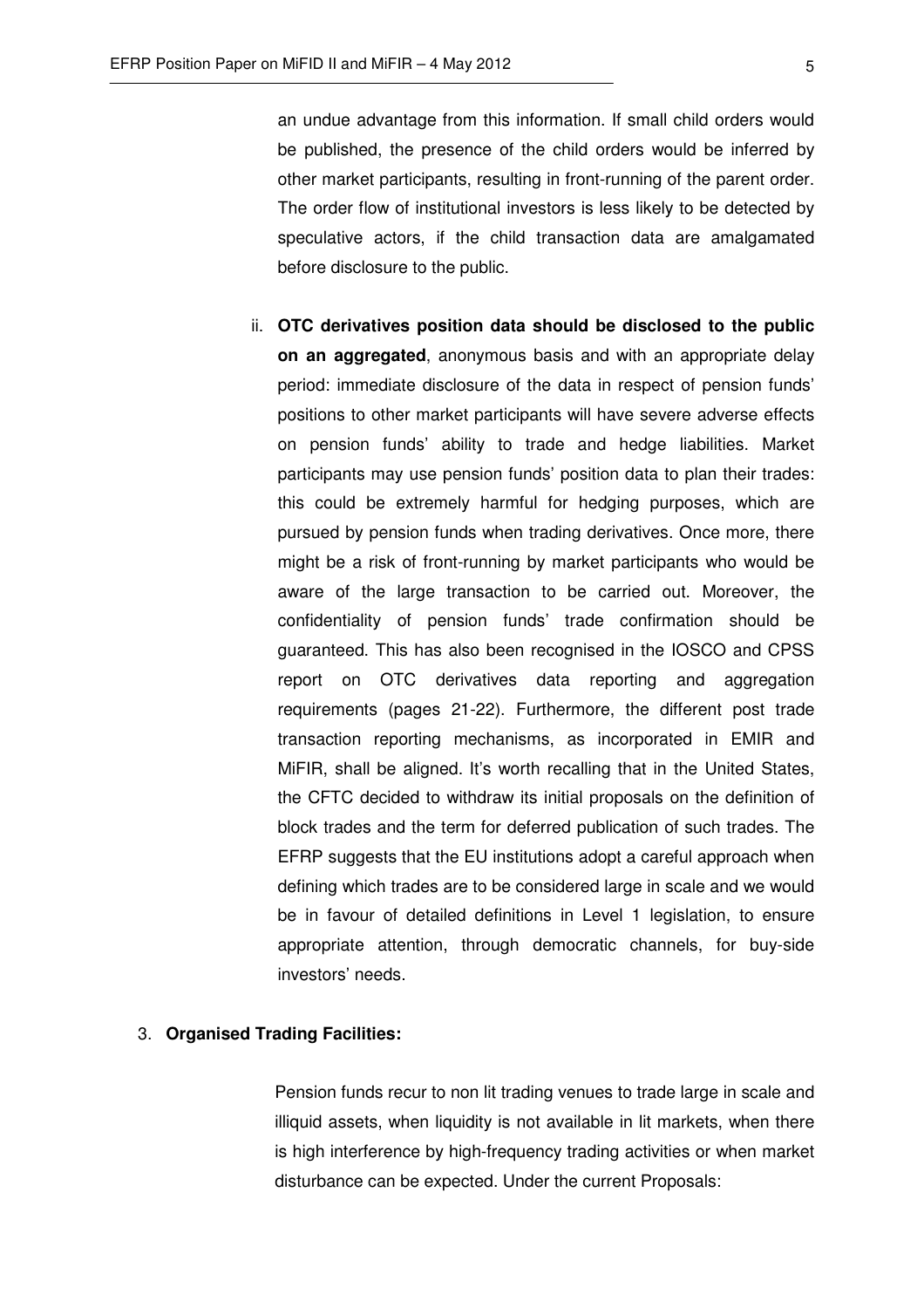an undue advantage from this information. If small child orders would be published, the presence of the child orders would be inferred by other market participants, resulting in front-running of the parent order. The order flow of institutional investors is less likely to be detected by speculative actors, if the child transaction data are amalgamated before disclosure to the public.

ii. **OTC derivatives position data should be disclosed to the public on an aggregated**, anonymous basis and with an appropriate delay period: immediate disclosure of the data in respect of pension funds' positions to other market participants will have severe adverse effects on pension funds' ability to trade and hedge liabilities. Market participants may use pension funds' position data to plan their trades: this could be extremely harmful for hedging purposes, which are pursued by pension funds when trading derivatives. Once more, there might be a risk of front-running by market participants who would be aware of the large transaction to be carried out. Moreover, the confidentiality of pension funds' trade confirmation should be guaranteed. This has also been recognised in the IOSCO and CPSS report on OTC derivatives data reporting and aggregation requirements (pages 21-22). Furthermore, the different post trade transaction reporting mechanisms, as incorporated in EMIR and MiFIR, shall be aligned. It's worth recalling that in the United States, the CFTC decided to withdraw its initial proposals on the definition of block trades and the term for deferred publication of such trades. The EFRP suggests that the EU institutions adopt a careful approach when defining which trades are to be considered large in scale and we would be in favour of detailed definitions in Level 1 legislation, to ensure appropriate attention, through democratic channels, for buy-side investors' needs.

3. **Organised Trading Facilities:**

Pension funds recur to non lit trading venues to trade large in scale and illiquid assets, when liquidity is not available in lit markets, when there is high interference by high-frequency trading activities or when market disturbance can be expected. Under the current Proposals: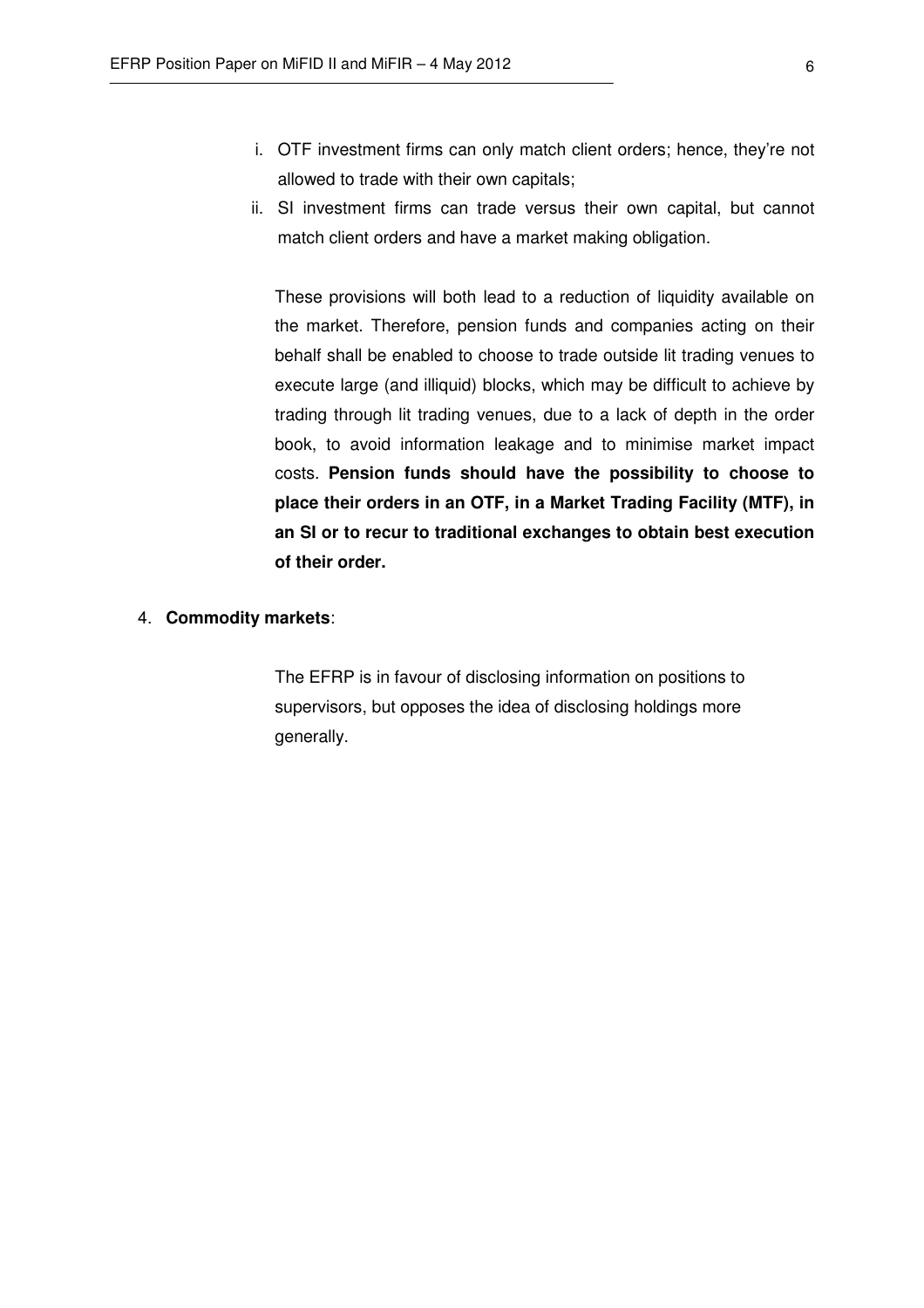i. OTF investment firms can only match client orders; hence, they're not allowed to trade with their own capitals;

ii. SI investment firms can trade versus their own capital, but cannot match client orders and have a market making obligation.

These provisions will both lead to a reduction of liquidity available on the market. Therefore, pension funds and companies acting on their behalf shall be enabled to choose to trade outside lit trading venues to execute large (and illiquid) blocks, which may be difficult to achieve by trading through lit trading venues, due to a lack of depth in the order book, to avoid information leakage and to minimise market impact costs. **Pension funds should have the possibility to choose to place their orders in an OTF, in a Market Trading Facility (MTF), in an SI or to recur to traditional exchanges to obtain best execution of their order.**

4. **Commodity markets**:

The EFRP is in favour of disclosing information on positions to supervisors, but opposes the idea of disclosing holdings more generally.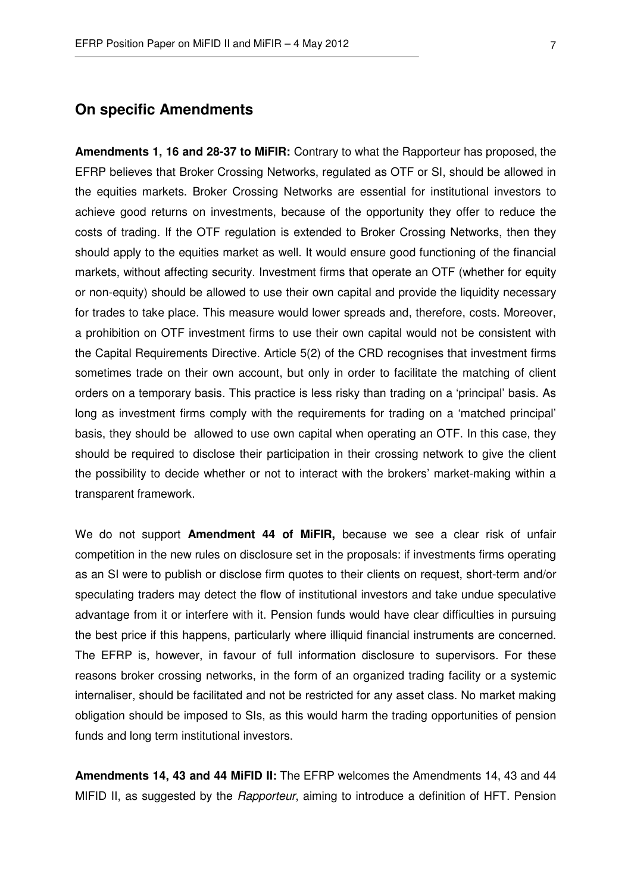## On specific Amendments

**Amendments 1, 16 and 28-37 to MiFIR:** Contrary to what the Rapporteur has proposed, the EFRP believes that Broker Crossing Networks, regulated as OTF or SI, should be allowed in the equities markets. Broker Crossing Networks are essential for institutional investors to achieve good returns on investments, because of the opportunity they offer to reduce the costs of trading. If the OTF regulation is extended to Broker Crossing Networks, then they should apply to the equities market as well. It would ensure good functioning of the financial markets, without affecting security. Investment firms that operate an OTF (whether for equity or non-equity) should be allowed to use their own capital and provide the liquidity necessary for trades to take place. This measure would lower spreads and, therefore, costs. Moreover, a prohibition on OTF investment firms to use their own capital would not be consistent with the Capital Requirements Directive. Article 5(2) of the CRD recognises that investment firms sometimes trade on their own account, but only in order to facilitate the matching of client orders on a temporary basis. This practice is less risky than trading on a 'principal' basis. As long as investment firms comply with the requirements for trading on a 'matched principal' basis, they should be allowed to use own capital when operating an OTF. In this case, they should be required to disclose their participation in their crossing network to give the client the possibility to decide whether or not to interact with the brokers' market-making within a transparent framework.

We do not support **Amendment 44 of MiFIR,** because we see a clear risk of unfair competition in the new rules on disclosure set in the proposals: if investments firms operating as an SI were to publish or disclose firm quotes to their clients on request, short-term and/or speculating traders may detect the flow of institutional investors and take undue speculative advantage from it or interfere with it. Pension funds would have clear difficulties in pursuing the best price if this happens, particularly where illiquid financial instruments are concerned. The EFRP is, however, in favour of full information disclosure to supervisors. For these reasons broker crossing networks, in the form of an organized trading facility or a systemic internaliser, should be facilitated and not be restricted for any asset class. No market making obligation should be imposed to SIs, as this would harm the trading opportunities of pension funds and long term institutional investors.

**Amendments 14, 43 and 44 MiFID II:** The EFRP welcomes the Amendments 14, 43 and 44 MIFID II, as suggested by the *Rapporteur*, aiming to introduce a definition of HFT. Pension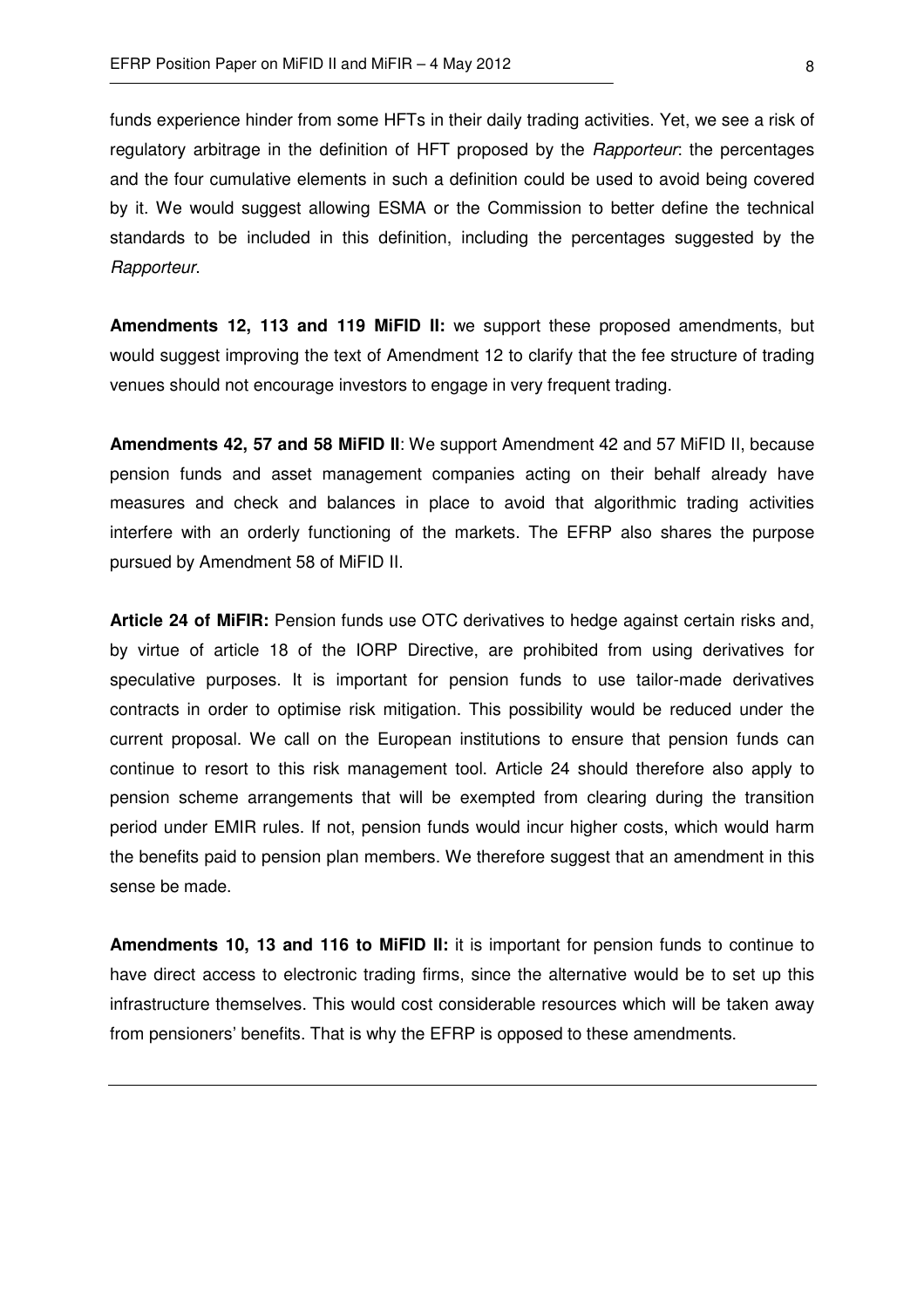funds experience hinder from some HFTs in their daily trading activities. Yet, we see a risk of regulatory arbitrage in the definition of HFT proposed by the *Rapporteur*: the percentages and the four cumulative elements in such a definition could be used to avoid being covered by it. We would suggest allowing ESMA or the Commission to better define the technical standards to be included in this definition, including the percentages suggested by the *Rapporteur*.

**Amendments 12, 113 and 119 MiFID II:** we support these proposed amendments, but would suggest improving the text of Amendment 12 to clarify that the fee structure of trading venues should not encourage investors to engage in very frequent trading.

**Amendments 42, 57 and 58 MiFID II**: We support Amendment 42 and 57 MiFID II, because pension funds and asset management companies acting on their behalf already have measures and check and balances in place to avoid that algorithmic trading activities interfere with an orderly functioning of the markets. The EFRP also shares the purpose pursued by Amendment 58 of MiFID II.

**Article 24 of MiFIR:** Pension funds use OTC derivatives to hedge against certain risks and, by virtue of article 18 of the IORP Directive, are prohibited from using derivatives for speculative purposes. It is important for pension funds to use tailor-made derivatives contracts in order to optimise risk mitigation. This possibility would be reduced under the current proposal. We call on the European institutions to ensure that pension funds can continue to resort to this risk management tool. Article 24 should therefore also apply to pension scheme arrangements that will be exempted from clearing during the transition period under EMIR rules. If not, pension funds would incur higher costs, which would harm the benefits paid to pension plan members. We therefore suggest that an amendment in this sense be made.

**Amendments 10, 13 and 116 to MiFID II:** it is important for pension funds to continue to have direct access to electronic trading firms, since the alternative would be to set up this infrastructure themselves. This would cost considerable resources which will be taken away from pensioners' benefits. That is why the EFRP is opposed to these amendments.